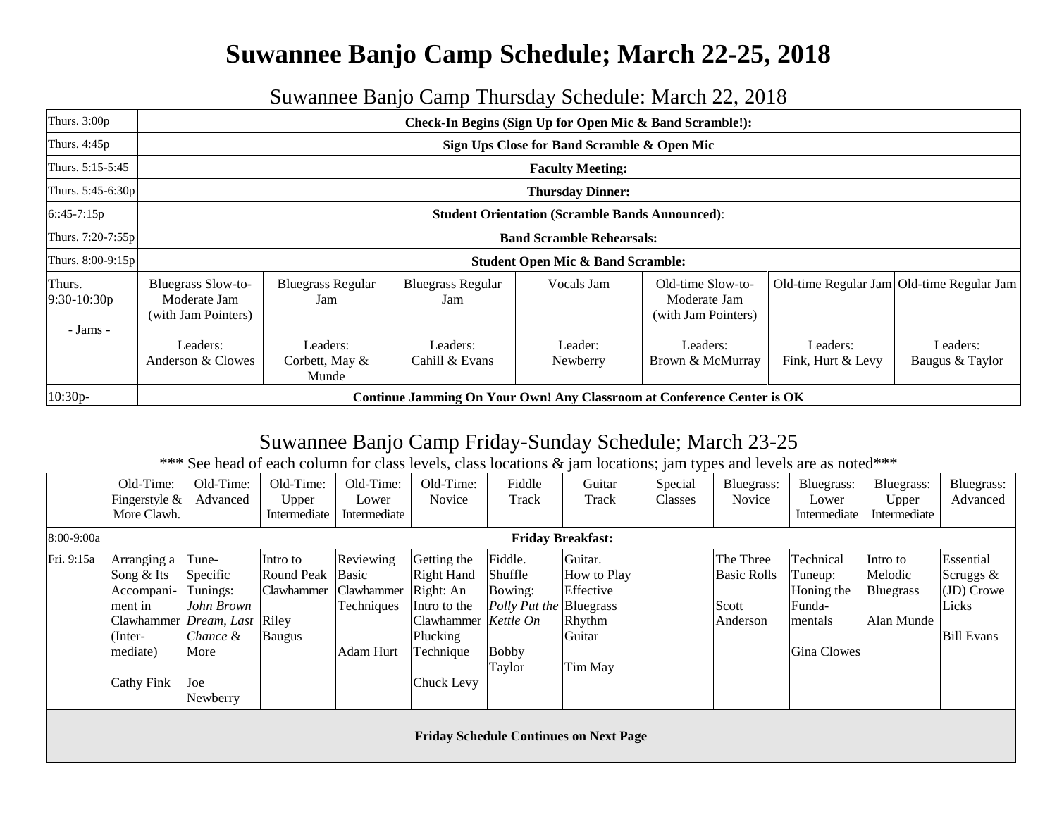# Suwannee Banjo Camp Schedule; March 22-25, 2018

## Suwannee Banjo Camp Thursday Schedule: March 22, 2018

| | | | | | | | |
|---|---|---|---|---|---|---|---|
| Thurs. 3:00p | **Check-In Begins (Sign Up for Open Mic & Band Scramble!):** | | | | | | |
| Thurs. 4:45p | **Sign Ups Close for Band Scramble & Open Mic** | | | | | | |
| Thurs. 5:15-5:45 | **Faculty Meeting:** | | | | | | |
| Thurs. 5:45-6:30p | **Thursday Dinner:** | | | | | | |
| 6::45-7:15p | **Student Orientation (Scramble Bands Announced)**: | | | | | | |
| Thurs. 7:20-7:55p | **Band Scramble Rehearsals:** | | | | | | |
| Thurs. 8:00-9:15p | **Student Open Mic & Band Scramble:** | | | | | | |
| Thurs. 9:30-10:30p<br>- Jams - | Bluegrass Slow-to-Moderate Jam (with Jam Pointers)<br>Leaders: Anderson & Clowes | Bluegrass Regular Jam<br>Leaders: Corbett, May & Munde | Bluegrass Regular Jam<br>Leaders: Cahill & Evans | Vocals Jam<br>Leader: Newberry | Old-time Slow-to-Moderate Jam (with Jam Pointers)<br>Leaders: Brown & McMurray | Old-time Regular Jam<br>Leaders: Fink, Hurt & Levy | Old-time Regular Jam<br>Leaders: Baugus & Taylor |
| 10:30p- | **Continue Jamming On Your Own! Any Classroom at Conference Center is OK** | | | | | | |

## Suwannee Banjo Camp Friday-Sunday Schedule; March 23-25

\*\*\* See head of each column for class levels, class locations & jam locations; jam types and levels are as noted\*\*\*

| | Old-Time: Fingerstyle & More Clawh. | Old-Time: Advanced | Old-Time: Upper Intermediate | Old-Time: Lower Intermediate | Old-Time: Novice | Fiddle Track | Guitar Track | Special Classes | Bluegrass: Novice | Bluegrass: Lower Intermediate | Bluegrass: Upper Intermediate | Bluegrass: Advanced |
|---|---|---|---|---|---|---|---|---|---|---|---|---|
| 8:00-9:00a | **Friday Breakfast:** | | | | | | | | | | | |
| Fri. 9:15a | Arranging a Song & Its Accompaniment in Clawhammer (Intermediate)<br>Cathy Fink | Tune-Specific Tunings: *John Brown Dream*, *Last Chance* & More<br>Joe Newberry | Intro to Round Peak Clawhammer<br>Riley Baugus | Reviewing Basic Clawhammer Techniques<br>Adam Hurt | Getting the Right Hand Right: An Intro to the Clawhammer Plucking Technique<br>Chuck Levy | Fiddle. Shuffle Bowing: *Polly Put the Kettle On*<br>Bobby Taylor | Guitar. How to Play Effective Bluegrass Rhythm Guitar<br>Tim May | | The Three Basic Rolls<br>Scott Anderson | Technical Tuneup: Honing the Fundamentals<br>Gina Clowes | Intro to Melodic Bluegrass<br>Alan Munde | Essential Scruggs & (JD) Crowe Licks<br>Bill Evans |
| **Friday Schedule Continues on Next Page** | | | | | | | | | | | | |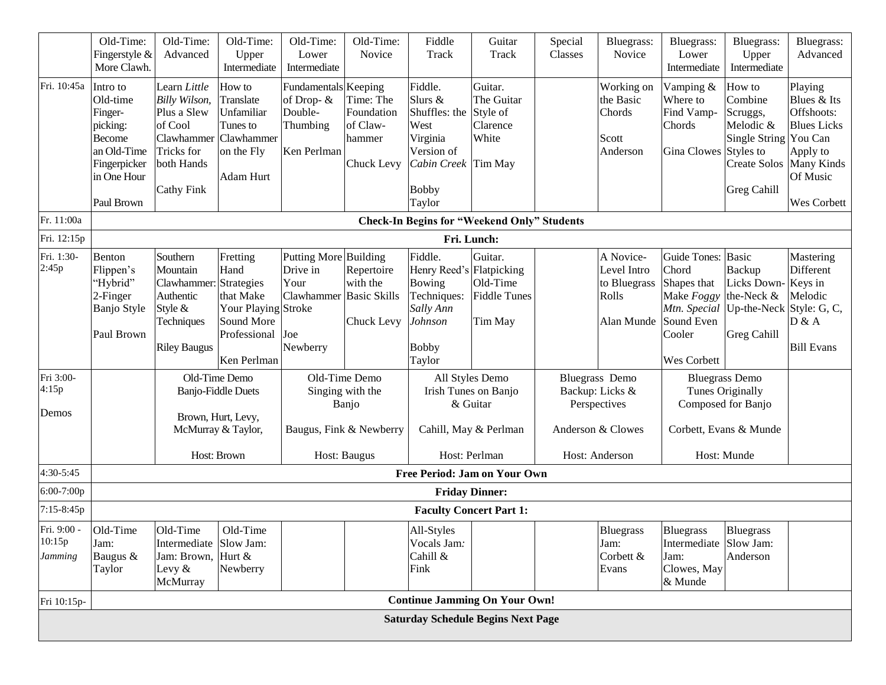| | Old-Time: Fingerstyle & More Clawh. | Old-Time: Advanced | Old-Time: Upper Intermediate | Old-Time: Lower Intermediate | Old-Time: Novice | Fiddle Track | Guitar Track | Special Classes | Bluegrass: Novice | Bluegrass: Lower Intermediate | Bluegrass: Upper Intermediate | Bluegrass: Advanced |
|---|---|---|---|---|---|---|---|---|---|---|---|---|
| Fri. 10:45a | Intro to Old-time Finger-picking: Become an Old-Time Fingerpicker in One Hour<br><br>Paul Brown | Learn *Little Billy Wilson*, Plus a Slew of Cool Clawhammer Tricks for both Hands<br><br>Cathy Fink | How to Translate Unfamiliar Tunes to Clawhammer on the Fly<br><br>Adam Hurt | Fundamentals of Drop- & Double-Thumbing<br><br>Ken Perlman | Keeping Time: The Foundation of Claw-hammer<br><br>Chuck Levy | Fiddle. Slurs & Shuffles: the West Virginia Version of *Cabin Creek*<br><br>Bobby Taylor | Guitar. The Guitar Style of Clarence White<br><br>Tim May | | Working on the Basic Chords<br><br>Scott Anderson | Vamping & Where to Find Vamp-Chords<br><br>Gina Clowes | How to Combine Scruggs, Melodic & Single String Styles to Create Solos<br><br>Greg Cahill | Playing Blues & Its Offshoots: Blues Licks You Can Apply to Many Kinds Of Music<br><br>Wes Corbett |
| Fri. 11:00a | **Check-In Begins for "Weekend Only" Students** | | | | | | | | | | | |
| Fri. 12:15p | **Fri. Lunch:** | | | | | | | | | | | |
| Fri. 1:30-2:45p | Benton Flippen's "Hybrid" 2-Finger Banjo Style<br><br>Paul Brown | Southern Mountain Clawhammer: Authentic Style & Techniques<br><br>Riley Baugus | Fretting Hand Strategies that Make Your Playing Sound More Professional<br><br>Ken Perlman | Putting More Drive in Your Clawhammer Stroke<br><br>Joe Newberry | Building Repertoire with the Basic Skills<br><br>Chuck Levy | Fiddle. Henry Reed's Bowing Techniques: *Sally Ann Johnson*<br><br>Bobby Taylor | Guitar. Flatpicking Old-Time Fiddle Tunes<br><br>Tim May | | A Novice-Level Intro to Bluegrass Rolls<br><br>Alan Munde | Guide Tones: Chord Shapes that Make *Foggy Mtn. Special* Sound Even Cooler<br><br>Wes Corbett | Basic Backup Licks Down-the-Neck & Up-the-Neck<br><br>Greg Cahill | Mastering Different Keys in Melodic Style: G, C, D & A<br><br>Bill Evans |
| Fri 3:00-4:15p<br><br>Demos | | Old-Time Demo Banjo-Fiddle Duets<br><br>Brown, Hurt, Levy, McMurray & Taylor,<br><br>Host: Brown | | Old-Time Demo Singing with the Banjo<br><br>Baugus, Fink & Newberry<br><br>Host: Baugus | | All Styles Demo Irish Tunes on Banjo & Guitar<br><br>Cahill, May & Perlman<br><br>Host: Perlman | | Bluegrass Demo Backup: Licks & Perspectives<br><br>Anderson & Clowes<br><br>Host: Anderson | | Bluegrass Demo Tunes Originally Composed for Banjo<br><br>Corbett, Evans & Munde<br><br>Host: Munde | | |
| 4:30-5:45 | **Free Period: Jam on Your Own** | | | | | | | | | | | |
| 6:00-7:00p | **Friday Dinner:** | | | | | | | | | | | |
| 7:15-8:45p | **Faculty Concert Part 1:** | | | | | | | | | | | |
| Fri. 9:00 - 10:15p<br>*Jamming* | Old-Time Jam: Baugus & Taylor | Old-Time Intermediate Jam: Brown, Levy & McMurray | Old-Time Slow Jam: Hurt & Newberry | | | All-Styles Vocals Jam: Cahill & Fink | | | Bluegrass Jam: Corbett & Evans | Bluegrass Intermediate Jam: Clowes, May & Munde | Bluegrass Slow Jam: Anderson | |
| Fri 10:15p- | **Continue Jamming On Your Own!** | | | | | | | | | | | |

**Saturday Schedule Begins Next Page**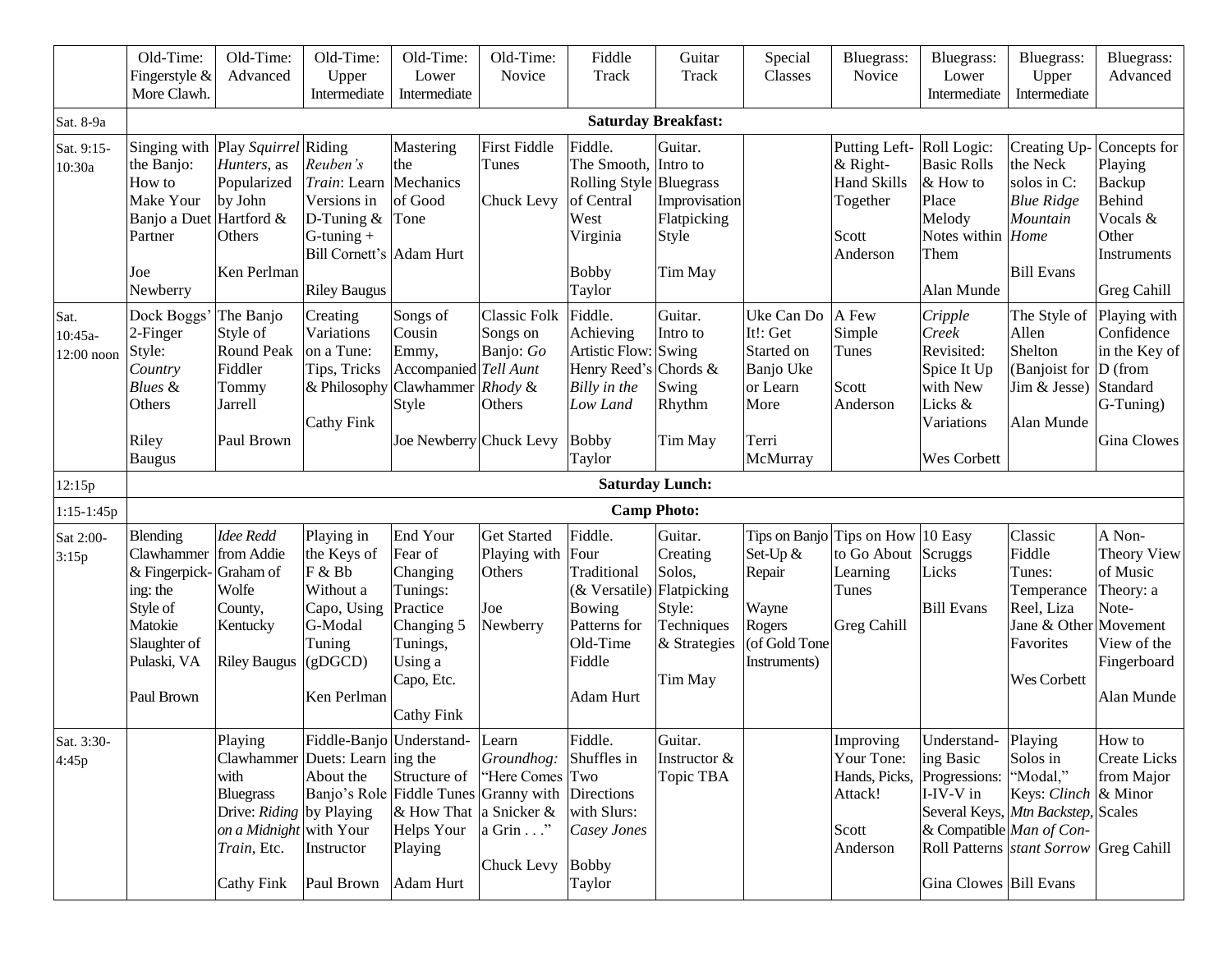| | Old-Time: Fingerstyle & More Clawh. | Old-Time: Advanced | Old-Time: Upper Intermediate | Old-Time: Lower Intermediate | Old-Time: Novice | Fiddle Track | Guitar Track | Special Classes | Bluegrass: Novice | Bluegrass: Lower Intermediate | Bluegrass: Upper Intermediate | Bluegrass: Advanced |
|---|---|---|---|---|---|---|---|---|---|---|---|---|
| Sat. 8-9a | **Saturday Breakfast:** | | | | | | | | | | | |
| Sat. 9:15-10:30a | Singing with the Banjo: How to Make Your Banjo a Duet Partner<br><br>Joe Newberry | Play *Squirrel Hunters*, as Popularized by John Hartford & Others<br><br>Ken Perlman | Riding *Reuben's Train*: Learn Versions in D-Tuning & G-tuning + Bill Cornett's<br><br>Riley Baugus | Mastering the Mechanics of Good Tone<br><br>Adam Hurt | First Fiddle Tunes<br><br>Chuck Levy | Fiddle. The Smooth, Rolling Style of Central West Virginia<br><br>Bobby Taylor | Guitar. Intro to Bluegrass Improvisation Flatpicking Style<br><br>Tim May | | Putting Left- & Right-Hand Skills Together<br><br>Scott Anderson | Roll Logic: Basic Rolls & How to Place Melody Notes within Them<br><br>Alan Munde | Creating Up-the Neck solos in C: *Blue Ridge Mountain Home*<br><br>Bill Evans | Concepts for Playing Backup Behind Vocals & Other Instruments<br><br>Greg Cahill |
| Sat. 10:45a-12:00 noon | Dock Boggs' 2-Finger Style: *Country Blues* & Others<br><br>Riley Baugus | The Banjo Style of Round Peak Fiddler Tommy Jarrell<br><br>Paul Brown | Creating Variations on a Tune: Tips, Tricks & Philosophy<br><br>Cathy Fink | Songs of Cousin Emmy, Accompanied Clawhammer Style<br><br>Joe Newberry | Classic Folk Songs on Banjo: *Go Tell Aunt Rhody* & Others<br><br>Chuck Levy | Fiddle. Achieving Artistic Flow: Henry Reed's *Billy in the Low Land*<br><br>Bobby Taylor | Guitar. Intro to Swing Chords & Swing Rhythm<br><br>Tim May | Uke Can Do It!: Get Started on Banjo Uke or Learn More<br><br>Terri McMurray | A Few Simple Tunes<br><br>Scott Anderson | *Cripple Creek* Revisited: Spice It Up with New Licks & Variations<br><br>Wes Corbett | The Style of Allen Shelton (Banjoist for Jim & Jesse)<br><br>Alan Munde | Playing with Confidence in the Key of D (from Standard G-Tuning)<br><br>Gina Clowes |
| 12:15p | **Saturday Lunch:** | | | | | | | | | | | |
| 1:15-1:45p | **Camp Photo:** | | | | | | | | | | | |
| Sat 2:00-3:15p | Blending Clawhammer & Fingerpick-ing: the Style of Matokie Slaughter of Pulaski, VA<br><br>Paul Brown | *Idee Redd* from Addie Graham of Wolfe County, Kentucky<br><br>Riley Baugus | Playing in the Keys of F & Bb Without a Capo, Using G-Modal Tuning (gDGCD)<br><br>Ken Perlman | End Your Fear of Changing Tunings: Practice Changing 5 Tunings, Using a Capo, Etc.<br><br>Cathy Fink | Get Started Playing with Others<br><br>Joe Newberry | Fiddle. Four Traditional (& Versatile) Bowing Patterns for Old-Time Fiddle<br><br>Adam Hurt | Guitar. Creating Solos, Flatpicking Style: Techniques & Strategies<br><br>Tim May | Tips on Banjo Set-Up & Repair<br><br>Wayne Rogers (of Gold Tone Instruments) | Tips on How to Go About Learning Tunes<br><br>Greg Cahill | 10 Easy Scruggs Licks<br><br>Bill Evans | Classic Fiddle Tunes: Temperance Reel, Liza Jane & Other Favorites<br><br>Wes Corbett | A Non-Theory View of Music Theory: a Note-Movement View of the Fingerboard<br><br>Alan Munde |
| Sat. 3:30-4:45p | | Playing Clawhammer with Bluegrass Drive: *Riding on a Midnight Train*, Etc.<br><br>Cathy Fink | Fiddle-Banjo Duets: Learn About the Banjo's Role by Playing with Your Instructor<br><br>Paul Brown | Understand-ing the Structure of Fiddle Tunes & How That Helps Your Playing<br><br>Adam Hurt | Learn *Groundhog:* "Here Comes Granny with a Snicker & a Grin . . ."<br><br>Chuck Levy | Fiddle. Shuffles in Two Directions with Slurs: *Casey Jones*<br><br>Bobby Taylor | Guitar. Instructor & Topic TBA | | Improving Your Tone: Hands, Picks, Attack!<br><br>Scott Anderson | Understand-ing Basic Progressions: I-IV-V in Several Keys, & Compatible Roll Patterns<br><br>Gina Clowes | Playing Solos in "Modal," Keys: *Clinch Mtn Backstep, Man of Con-stant Sorrow*<br><br>Bill Evans | How to Create Licks from Major & Minor Scales<br><br>Greg Cahill |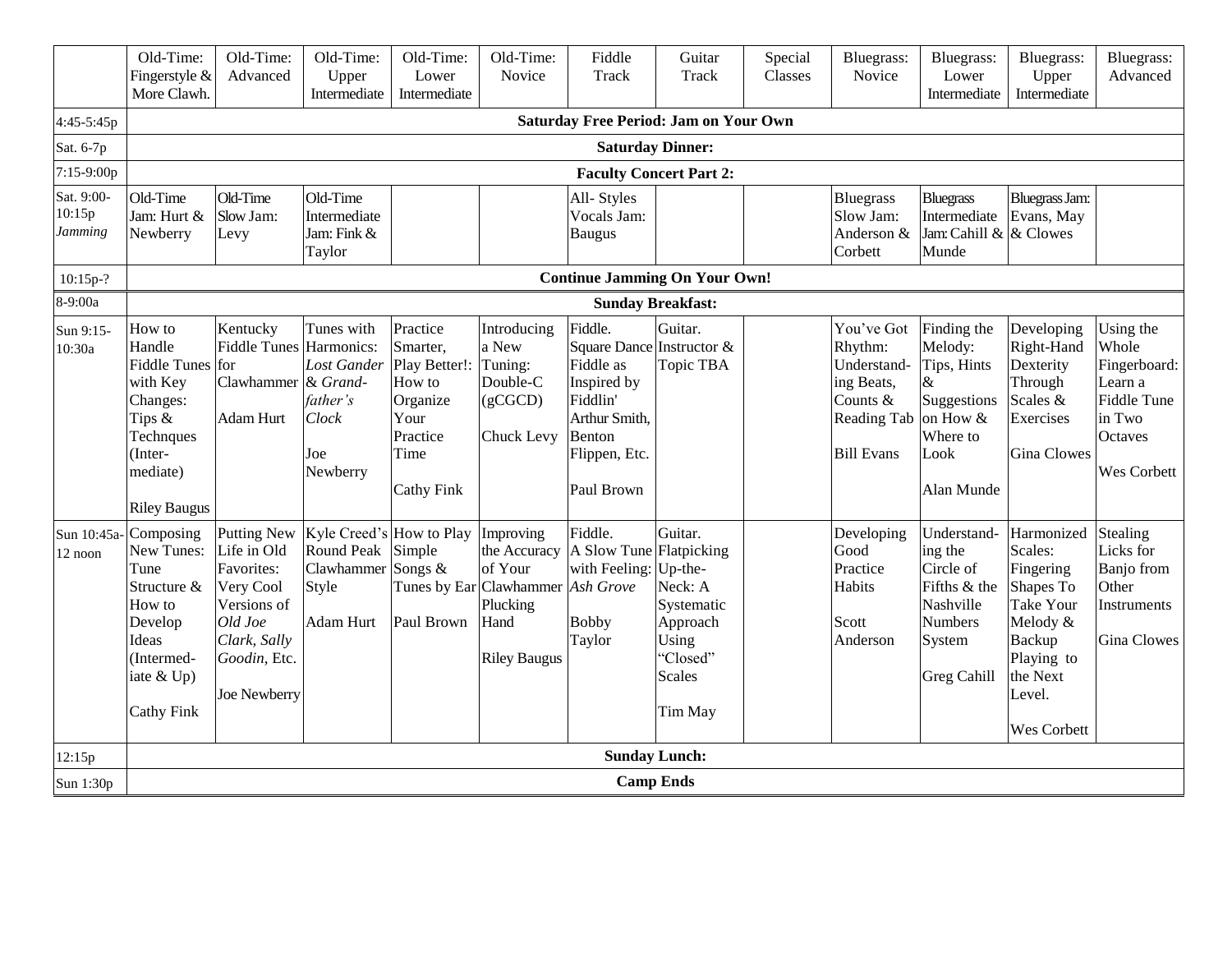| | Old-Time: Fingerstyle & More Clawh. | Old-Time: Advanced | Old-Time: Upper Intermediate | Old-Time: Lower Intermediate | Old-Time: Novice | Fiddle Track | Guitar Track | Special Classes | Bluegrass: Novice | Bluegrass: Lower Intermediate | Bluegrass: Upper Intermediate | Bluegrass: Advanced |
|---|---|---|---|---|---|---|---|---|---|---|---|---|
| 4:45-5:45p | **Saturday Free Period: Jam on Your Own** | | | | | | | | | | | |
| Sat. 6-7p | **Saturday Dinner:** | | | | | | | | | | | |
| 7:15-9:00p | **Faculty Concert Part 2:** | | | | | | | | | | | |
| Sat. 9:00-10:15p *Jamming* | Old-Time Jam: Hurt & Newberry | Old-Time Slow Jam: Levy | Old-Time Intermediate Jam: Fink & Taylor | | | All- Styles Vocals Jam: Baugus | | | Bluegrass Slow Jam: Anderson & Corbett | Bluegrass Intermediate Jam: Cahill & Munde | Bluegrass Jam: Evans, May & Clowes | |
| 10:15p-? | **Continue Jamming On Your Own!** | | | | | | | | | | | |
| 8-9:00a | **Sunday Breakfast:** | | | | | | | | | | | |
| Sun 9:15-10:30a | How to Handle Fiddle Tunes with Key Changes: Tips & Technques (Inter-mediate) Riley Baugus | Kentucky Fiddle Tunes for Clawhammer Adam Hurt | Tunes with Harmonics: *Lost Gander* & *Grand-father's Clock* Joe Newberry | Practice Smarter, Play Better!: How to Organize Your Practice Time Cathy Fink | Introducing a New Tuning: Double-C (gCGCD) Chuck Levy | Fiddle. Square Dance Fiddle as Inspired by Fiddlin' Arthur Smith, Benton Flippen, Etc. Paul Brown | Guitar. Instructor & Topic TBA | | You've Got Rhythm: Understand-ing Beats, Counts & Reading Tab Bill Evans | Finding the Melody: Tips, Hints & Suggestions on How & Where to Look Alan Munde | Developing Right-Hand Dexterity Through Scales & Exercises Gina Clowes | Using the Whole Fingerboard: Learn a Fiddle Tune in Two Octaves Wes Corbett |
| Sun 10:45a-12 noon | Composing New Tunes: Tune Structure & How to Develop Ideas (Intermed-iate & Up) Cathy Fink | Putting New Life in Old Favorites: Very Cool Versions of *Old Joe Clark, Sally Goodin,* Etc. Joe Newberry | Kyle Creed's Round Peak Clawhammer Style Adam Hurt | How to Play Simple Songs & Tunes by Ear Paul Brown | Improving the Accuracy of Your Clawhammer Plucking Hand Riley Baugus | Fiddle. A Slow Tune with Feeling: *Ash Grove* Bobby Taylor | Guitar. Flatpicking Up-the-Neck: A Systematic Approach Using "Closed" Scales Tim May | | Developing Good Practice Habits Scott Anderson | Understand-ing the Circle of Fifths & the Nashville Numbers System Greg Cahill | Harmonized Scales: Fingering Shapes To Take Your Melody & Backup Playing to the Next Level. Wes Corbett | Stealing Licks for Banjo from Other Instruments Gina Clowes |
| 12:15p | **Sunday Lunch:** | | | | | | | | | | | |
| Sun 1:30p | **Camp Ends** | | | | | | | | | | | |